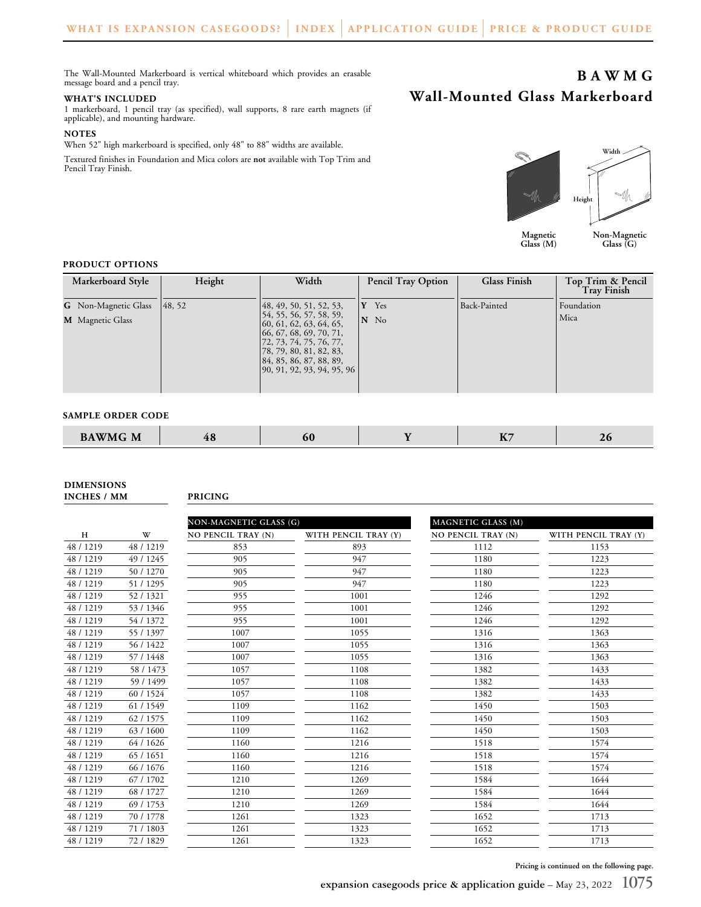# BAWMG
## Wall-Mounted Glass Markerboard

The Wall-Mounted Markerboard is vertical whiteboard which provides an erasable message board and a pencil tray.

### WHAT'S INCLUDED

1 markerboard, 1 pencil tray (as specified), wall supports, 8 rare earth magnets (if applicable), and mounting hardware.

### NOTES

When 52" high markerboard is specified, only 48" to 88" widths are available.

Textured finishes in Foundation and Mica colors are **not** available with Top Trim and Pencil Tray Finish.

Width

Height

Magnetic Glass (M)

Non-Magnetic Glass (G)

### PRODUCT OPTIONS

| Markerboard Style | Height | Width | Pencil Tray Option | Glass Finish | Top Trim & Pencil Tray Finish |
|---|---|---|---|---|---|
| **G** Non-Magnetic Glass<br>**M** Magnetic Glass | 48, 52 | 48, 49, 50, 51, 52, 53, 54, 55, 56, 57, 58, 59, 60, 61, 62, 63, 64, 65, 66, 67, 68, 69, 70, 71, 72, 73, 74, 75, 76, 77, 78, 79, 80, 81, 82, 83, 84, 85, 86, 87, 88, 89, 90, 91, 92, 93, 94, 95, 96 | **Y** Yes<br>**N** No | Back-Painted | Foundation<br>Mica |

### SAMPLE ORDER CODE

| BAWMG M | 48 | 60 | Y | K7 | 26 |
|---|---|---|---|---|---|

### DIMENSIONS INCHES / MM — PRICING

| H | W | Non-Magnetic Glass (G): No Pencil Tray (N) | Non-Magnetic Glass (G): With Pencil Tray (Y) | Magnetic Glass (M): No Pencil Tray (N) | Magnetic Glass (M): With Pencil Tray (Y) |
|---|---|---|---|---|---|
| 48 / 1219 | 48 / 1219 | 853 | 893 | 1112 | 1153 |
| 48 / 1219 | 49 / 1245 | 905 | 947 | 1180 | 1223 |
| 48 / 1219 | 50 / 1270 | 905 | 947 | 1180 | 1223 |
| 48 / 1219 | 51 / 1295 | 905 | 947 | 1180 | 1223 |
| 48 / 1219 | 52 / 1321 | 955 | 1001 | 1246 | 1292 |
| 48 / 1219 | 53 / 1346 | 955 | 1001 | 1246 | 1292 |
| 48 / 1219 | 54 / 1372 | 955 | 1001 | 1246 | 1292 |
| 48 / 1219 | 55 / 1397 | 1007 | 1055 | 1316 | 1363 |
| 48 / 1219 | 56 / 1422 | 1007 | 1055 | 1316 | 1363 |
| 48 / 1219 | 57 / 1448 | 1007 | 1055 | 1316 | 1363 |
| 48 / 1219 | 58 / 1473 | 1057 | 1108 | 1382 | 1433 |
| 48 / 1219 | 59 / 1499 | 1057 | 1108 | 1382 | 1433 |
| 48 / 1219 | 60 / 1524 | 1057 | 1108 | 1382 | 1433 |
| 48 / 1219 | 61 / 1549 | 1109 | 1162 | 1450 | 1503 |
| 48 / 1219 | 62 / 1575 | 1109 | 1162 | 1450 | 1503 |
| 48 / 1219 | 63 / 1600 | 1109 | 1162 | 1450 | 1503 |
| 48 / 1219 | 64 / 1626 | 1160 | 1216 | 1518 | 1574 |
| 48 / 1219 | 65 / 1651 | 1160 | 1216 | 1518 | 1574 |
| 48 / 1219 | 66 / 1676 | 1160 | 1216 | 1518 | 1574 |
| 48 / 1219 | 67 / 1702 | 1210 | 1269 | 1584 | 1644 |
| 48 / 1219 | 68 / 1727 | 1210 | 1269 | 1584 | 1644 |
| 48 / 1219 | 69 / 1753 | 1210 | 1269 | 1584 | 1644 |
| 48 / 1219 | 70 / 1778 | 1261 | 1323 | 1652 | 1713 |
| 48 / 1219 | 71 / 1803 | 1261 | 1323 | 1652 | 1713 |
| 48 / 1219 | 72 / 1829 | 1261 | 1323 | 1652 | 1713 |

**Pricing is continued on the following page.**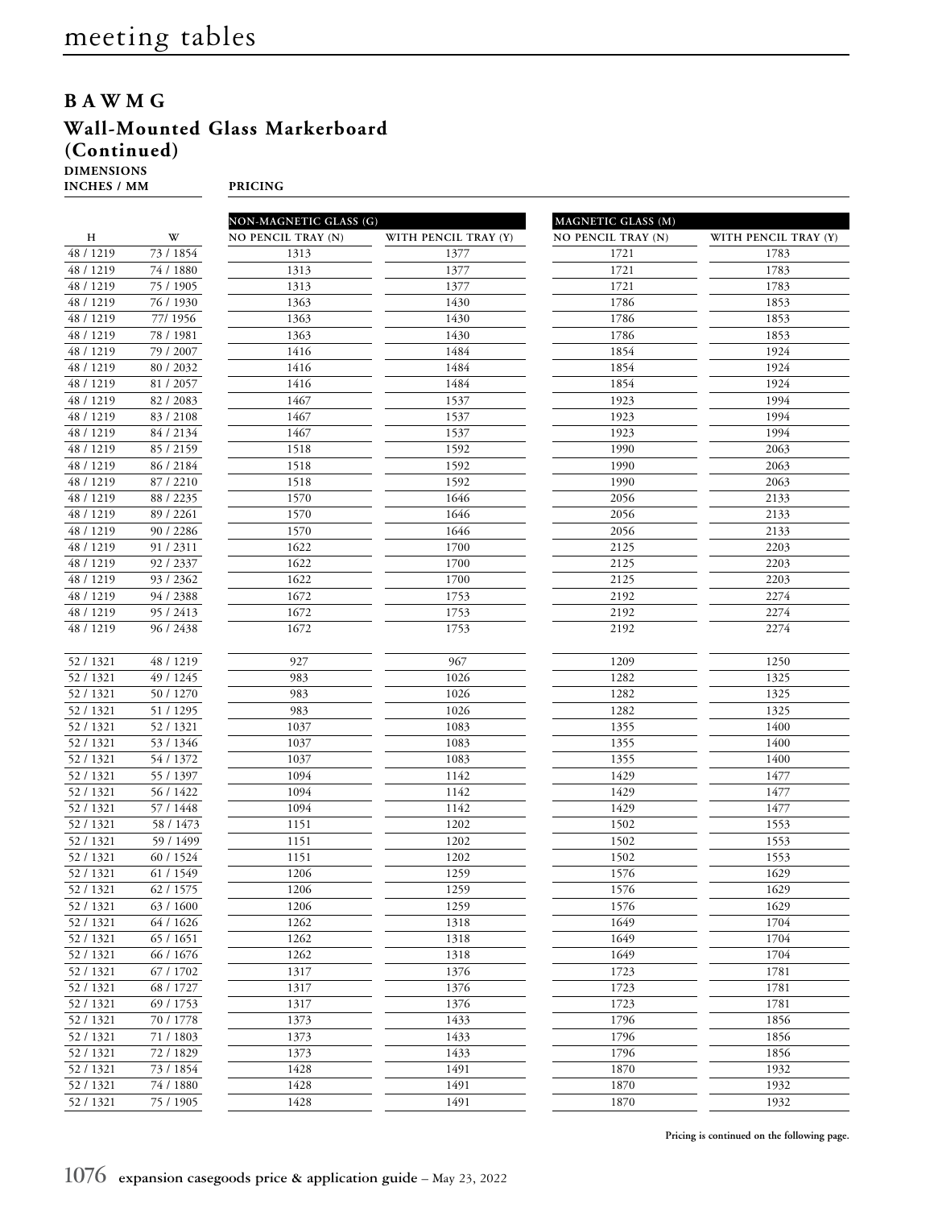# meeting tables

## B A W M G

### Wall-Mounted Glass Markerboard (Continued)

**DIMENSIONS INCHES / MM** | **PRICING**

| H | W | NON-MAGNETIC GLASS (G) NO PENCIL TRAY (N) | NON-MAGNETIC GLASS (G) WITH PENCIL TRAY (Y) | MAGNETIC GLASS (M) NO PENCIL TRAY (N) | MAGNETIC GLASS (M) WITH PENCIL TRAY (Y) |
|---|---|---|---|---|---|
| 48 / 1219 | 73 / 1854 | 1313 | 1377 | 1721 | 1783 |
| 48 / 1219 | 74 / 1880 | 1313 | 1377 | 1721 | 1783 |
| 48 / 1219 | 75 / 1905 | 1313 | 1377 | 1721 | 1783 |
| 48 / 1219 | 76 / 1930 | 1363 | 1430 | 1786 | 1853 |
| 48 / 1219 | 77/ 1956 | 1363 | 1430 | 1786 | 1853 |
| 48 / 1219 | 78 / 1981 | 1363 | 1430 | 1786 | 1853 |
| 48 / 1219 | 79 / 2007 | 1416 | 1484 | 1854 | 1924 |
| 48 / 1219 | 80 / 2032 | 1416 | 1484 | 1854 | 1924 |
| 48 / 1219 | 81 / 2057 | 1416 | 1484 | 1854 | 1924 |
| 48 / 1219 | 82 / 2083 | 1467 | 1537 | 1923 | 1994 |
| 48 / 1219 | 83 / 2108 | 1467 | 1537 | 1923 | 1994 |
| 48 / 1219 | 84 / 2134 | 1467 | 1537 | 1923 | 1994 |
| 48 / 1219 | 85 / 2159 | 1518 | 1592 | 1990 | 2063 |
| 48 / 1219 | 86 / 2184 | 1518 | 1592 | 1990 | 2063 |
| 48 / 1219 | 87 / 2210 | 1518 | 1592 | 1990 | 2063 |
| 48 / 1219 | 88 / 2235 | 1570 | 1646 | 2056 | 2133 |
| 48 / 1219 | 89 / 2261 | 1570 | 1646 | 2056 | 2133 |
| 48 / 1219 | 90 / 2286 | 1570 | 1646 | 2056 | 2133 |
| 48 / 1219 | 91 / 2311 | 1622 | 1700 | 2125 | 2203 |
| 48 / 1219 | 92 / 2337 | 1622 | 1700 | 2125 | 2203 |
| 48 / 1219 | 93 / 2362 | 1622 | 1700 | 2125 | 2203 |
| 48 / 1219 | 94 / 2388 | 1672 | 1753 | 2192 | 2274 |
| 48 / 1219 | 95 / 2413 | 1672 | 1753 | 2192 | 2274 |
| 48 / 1219 | 96 / 2438 | 1672 | 1753 | 2192 | 2274 |
| 52 / 1321 | 48 / 1219 | 927 | 967 | 1209 | 1250 |
| 52 / 1321 | 49 / 1245 | 983 | 1026 | 1282 | 1325 |
| 52 / 1321 | 50 / 1270 | 983 | 1026 | 1282 | 1325 |
| 52 / 1321 | 51 / 1295 | 983 | 1026 | 1282 | 1325 |
| 52 / 1321 | 52 / 1321 | 1037 | 1083 | 1355 | 1400 |
| 52 / 1321 | 53 / 1346 | 1037 | 1083 | 1355 | 1400 |
| 52 / 1321 | 54 / 1372 | 1037 | 1083 | 1355 | 1400 |
| 52 / 1321 | 55 / 1397 | 1094 | 1142 | 1429 | 1477 |
| 52 / 1321 | 56 / 1422 | 1094 | 1142 | 1429 | 1477 |
| 52 / 1321 | 57 / 1448 | 1094 | 1142 | 1429 | 1477 |
| 52 / 1321 | 58 / 1473 | 1151 | 1202 | 1502 | 1553 |
| 52 / 1321 | 59 / 1499 | 1151 | 1202 | 1502 | 1553 |
| 52 / 1321 | 60 / 1524 | 1151 | 1202 | 1502 | 1553 |
| 52 / 1321 | 61 / 1549 | 1206 | 1259 | 1576 | 1629 |
| 52 / 1321 | 62 / 1575 | 1206 | 1259 | 1576 | 1629 |
| 52 / 1321 | 63 / 1600 | 1206 | 1259 | 1576 | 1629 |
| 52 / 1321 | 64 / 1626 | 1262 | 1318 | 1649 | 1704 |
| 52 / 1321 | 65 / 1651 | 1262 | 1318 | 1649 | 1704 |
| 52 / 1321 | 66 / 1676 | 1262 | 1318 | 1649 | 1704 |
| 52 / 1321 | 67 / 1702 | 1317 | 1376 | 1723 | 1781 |
| 52 / 1321 | 68 / 1727 | 1317 | 1376 | 1723 | 1781 |
| 52 / 1321 | 69 / 1753 | 1317 | 1376 | 1723 | 1781 |
| 52 / 1321 | 70 / 1778 | 1373 | 1433 | 1796 | 1856 |
| 52 / 1321 | 71 / 1803 | 1373 | 1433 | 1796 | 1856 |
| 52 / 1321 | 72 / 1829 | 1373 | 1433 | 1796 | 1856 |
| 52 / 1321 | 73 / 1854 | 1428 | 1491 | 1870 | 1932 |
| 52 / 1321 | 74 / 1880 | 1428 | 1491 | 1870 | 1932 |
| 52 / 1321 | 75 / 1905 | 1428 | 1491 | 1870 | 1932 |

**Pricing is continued on the following page.**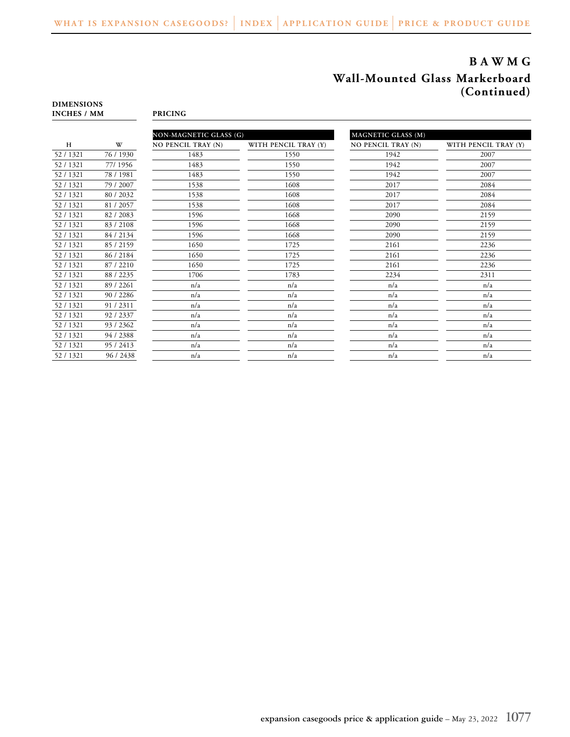# B A W M G

## Wall-Mounted Glass Markerboard (Continued)

| DIMENSIONS INCHES / MM | | PRICING | | | |
|---|---|---|---|---|---|
| | | NON-MAGNETIC GLASS (G) | | MAGNETIC GLASS (M) | |
| H | W | NO PENCIL TRAY (N) | WITH PENCIL TRAY (Y) | NO PENCIL TRAY (N) | WITH PENCIL TRAY (Y) |
| 52 / 1321 | 76 / 1930 | 1483 | 1550 | 1942 | 2007 |
| 52 / 1321 | 77/ 1956 | 1483 | 1550 | 1942 | 2007 |
| 52 / 1321 | 78 / 1981 | 1483 | 1550 | 1942 | 2007 |
| 52 / 1321 | 79 / 2007 | 1538 | 1608 | 2017 | 2084 |
| 52 / 1321 | 80 / 2032 | 1538 | 1608 | 2017 | 2084 |
| 52 / 1321 | 81 / 2057 | 1538 | 1608 | 2017 | 2084 |
| 52 / 1321 | 82 / 2083 | 1596 | 1668 | 2090 | 2159 |
| 52 / 1321 | 83 / 2108 | 1596 | 1668 | 2090 | 2159 |
| 52 / 1321 | 84 / 2134 | 1596 | 1668 | 2090 | 2159 |
| 52 / 1321 | 85 / 2159 | 1650 | 1725 | 2161 | 2236 |
| 52 / 1321 | 86 / 2184 | 1650 | 1725 | 2161 | 2236 |
| 52 / 1321 | 87 / 2210 | 1650 | 1725 | 2161 | 2236 |
| 52 / 1321 | 88 / 2235 | 1706 | 1783 | 2234 | 2311 |
| 52 / 1321 | 89 / 2261 | n/a | n/a | n/a | n/a |
| 52 / 1321 | 90 / 2286 | n/a | n/a | n/a | n/a |
| 52 / 1321 | 91 / 2311 | n/a | n/a | n/a | n/a |
| 52 / 1321 | 92 / 2337 | n/a | n/a | n/a | n/a |
| 52 / 1321 | 93 / 2362 | n/a | n/a | n/a | n/a |
| 52 / 1321 | 94 / 2388 | n/a | n/a | n/a | n/a |
| 52 / 1321 | 95 / 2413 | n/a | n/a | n/a | n/a |
| 52 / 1321 | 96 / 2438 | n/a | n/a | n/a | n/a |